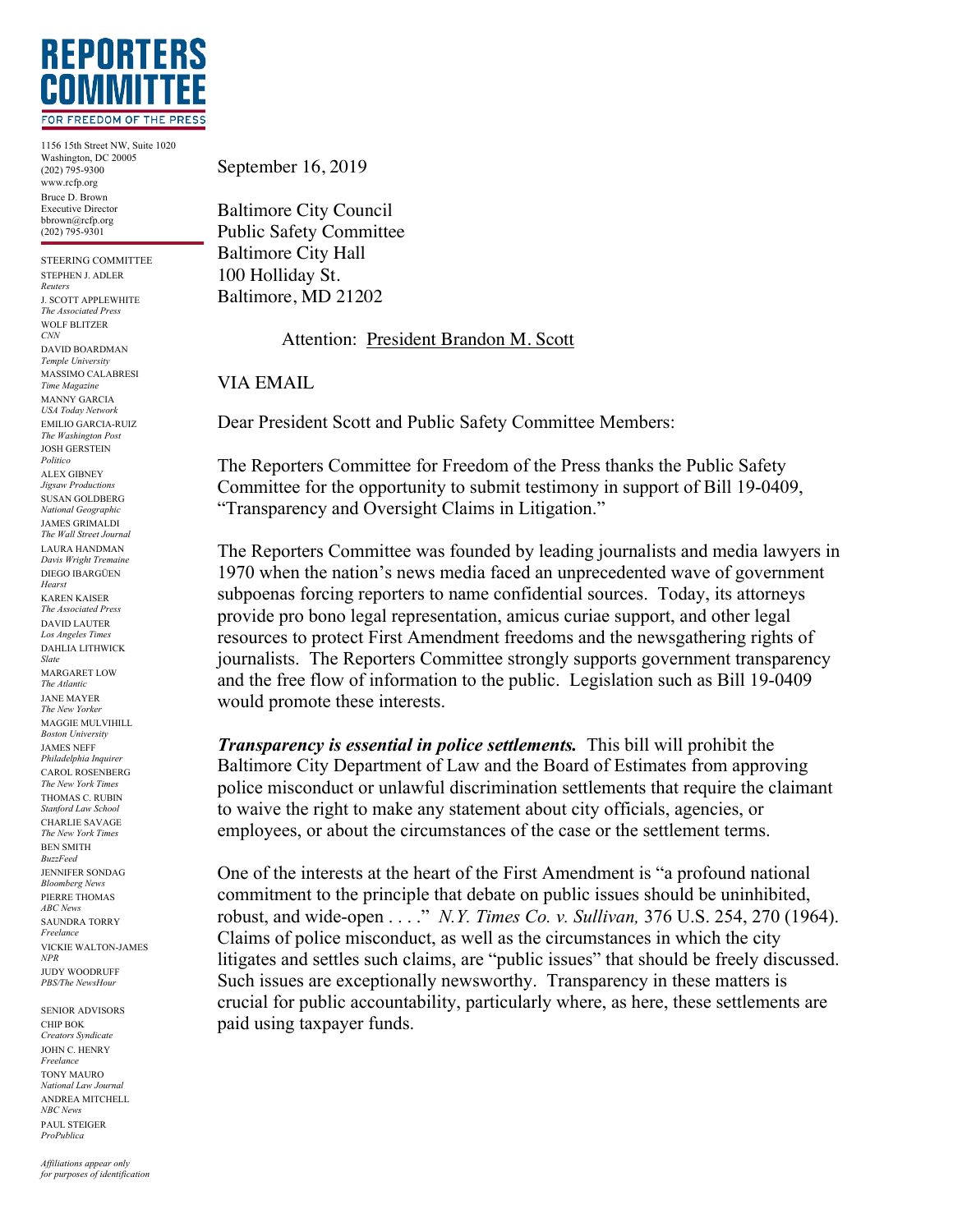# REPORTERS COMMITTEE
FOR FREEDOM OF THE PRESS

1156 15th Street NW, Suite 1020
Washington, DC 20005
(202) 795-9300
www.rcfp.org

Bruce D. Brown
Executive Director
bbrown@rcfp.org
(202) 795-9301

STEERING COMMITTEE

STEPHEN J. ADLER
*Reuters*
J. SCOTT APPLEWHITE
*The Associated Press*
WOLF BLITZER
*CNN*
DAVID BOARDMAN
*Temple University*
MASSIMO CALABRESI
*Time Magazine*
MANNY GARCIA
*USA Today Network*
EMILIO GARCIA-RUIZ
*The Washington Post*
JOSH GERSTEIN
*Politico*
ALEX GIBNEY
*Jigsaw Productions*
SUSAN GOLDBERG
*National Geographic*
JAMES GRIMALDI
*The Wall Street Journal*
LAURA HANDMAN
*Davis Wright Tremaine*
DIEGO IBARGÜEN
*Hearst*
KAREN KAISER
*The Associated Press*
DAVID LAUTER
*Los Angeles Times*
DAHLIA LITHWICK
*Slate*
MARGARET LOW
*The Atlantic*
JANE MAYER
*The New Yorker*
MAGGIE MULVIHILL
*Boston University*
JAMES NEFF
*Philadelphia Inquirer*
CAROL ROSENBERG
*The New York Times*
THOMAS C. RUBIN
*Stanford Law School*
CHARLIE SAVAGE
*The New York Times*
BEN SMITH
*BuzzFeed*
JENNIFER SONDAG
*Bloomberg News*
PIERRE THOMAS
*ABC News*
SAUNDRA TORRY
*Freelance*
VICKIE WALTON-JAMES
*NPR*
JUDY WOODRUFF
*PBS/The NewsHour*

SENIOR ADVISORS

CHIP BOK
*Creators Syndicate*
JOHN C. HENRY
*Freelance*
TONY MAURO
*National Law Journal*
ANDREA MITCHELL
*NBC News*
PAUL STEIGER
*ProPublica*

*Affiliations appear only for purposes of identification*

September 16, 2019

Baltimore City Council
Public Safety Committee
Baltimore City Hall
100 Holliday St.
Baltimore, MD 21202

Attention: President Brandon M. Scott

VIA EMAIL

Dear President Scott and Public Safety Committee Members:

The Reporters Committee for Freedom of the Press thanks the Public Safety Committee for the opportunity to submit testimony in support of Bill 19-0409, "Transparency and Oversight Claims in Litigation."

The Reporters Committee was founded by leading journalists and media lawyers in 1970 when the nation's news media faced an unprecedented wave of government subpoenas forcing reporters to name confidential sources. Today, its attorneys provide pro bono legal representation, amicus curiae support, and other legal resources to protect First Amendment freedoms and the newsgathering rights of journalists. The Reporters Committee strongly supports government transparency and the free flow of information to the public. Legislation such as Bill 19-0409 would promote these interests.

***Transparency is essential in police settlements.*** This bill will prohibit the Baltimore City Department of Law and the Board of Estimates from approving police misconduct or unlawful discrimination settlements that require the claimant to waive the right to make any statement about city officials, agencies, or employees, or about the circumstances of the case or the settlement terms.

One of the interests at the heart of the First Amendment is "a profound national commitment to the principle that debate on public issues should be uninhibited, robust, and wide-open . . . ." *N.Y. Times Co. v. Sullivan,* 376 U.S. 254, 270 (1964). Claims of police misconduct, as well as the circumstances in which the city litigates and settles such claims, are "public issues" that should be freely discussed. Such issues are exceptionally newsworthy. Transparency in these matters is crucial for public accountability, particularly where, as here, these settlements are paid using taxpayer funds.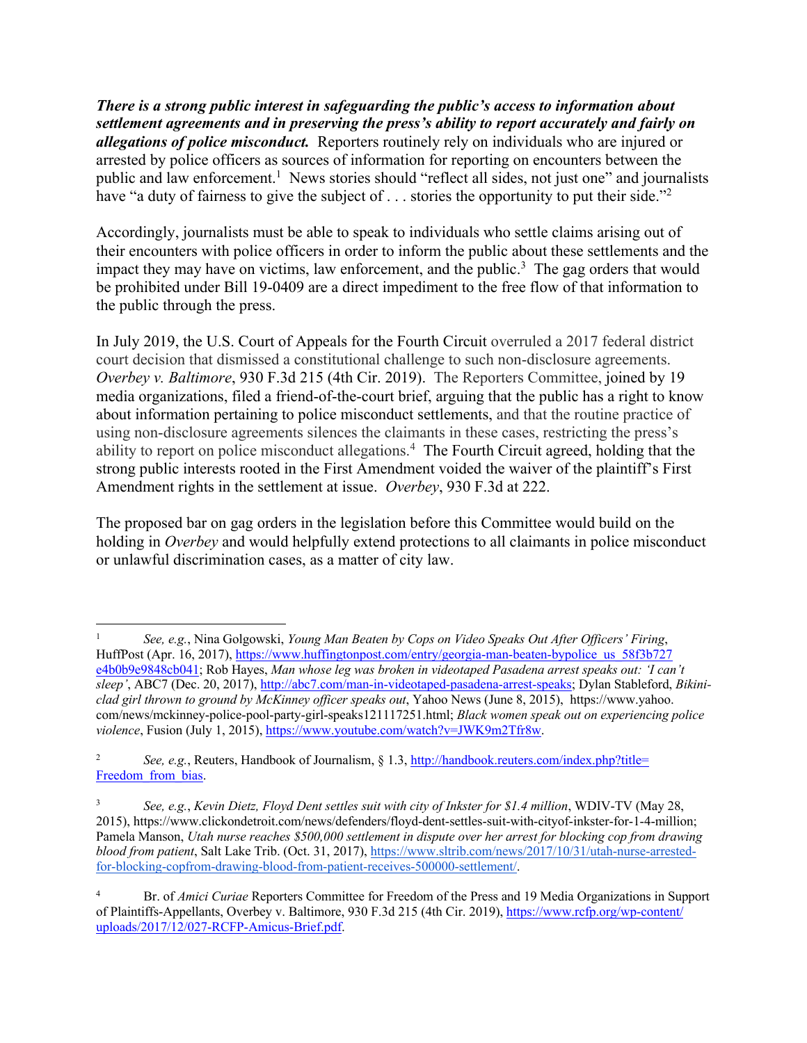***There is a strong public interest in safeguarding the public's access to information about settlement agreements and in preserving the press's ability to report accurately and fairly on allegations of police misconduct.*** Reporters routinely rely on individuals who are injured or arrested by police officers as sources of information for reporting on encounters between the public and law enforcement.[1] News stories should "reflect all sides, not just one" and journalists have "a duty of fairness to give the subject of . . . stories the opportunity to put their side."[2]

Accordingly, journalists must be able to speak to individuals who settle claims arising out of their encounters with police officers in order to inform the public about these settlements and the impact they may have on victims, law enforcement, and the public.[3] The gag orders that would be prohibited under Bill 19-0409 are a direct impediment to the free flow of that information to the public through the press.

In July 2019, the U.S. Court of Appeals for the Fourth Circuit overruled a 2017 federal district court decision that dismissed a constitutional challenge to such non-disclosure agreements. *Overbey v. Baltimore*, 930 F.3d 215 (4th Cir. 2019). The Reporters Committee, joined by 19 media organizations, filed a friend-of-the-court brief, arguing that the public has a right to know about information pertaining to police misconduct settlements, and that the routine practice of using non-disclosure agreements silences the claimants in these cases, restricting the press's ability to report on police misconduct allegations.[4] The Fourth Circuit agreed, holding that the strong public interests rooted in the First Amendment voided the waiver of the plaintiff's First Amendment rights in the settlement at issue. *Overbey*, 930 F.3d at 222.

The proposed bar on gag orders in the legislation before this Committee would build on the holding in *Overbey* and would helpfully extend protections to all claimants in police misconduct or unlawful discrimination cases, as a matter of city law.

---

[1] *See, e.g.*, Nina Golgowski, *Young Man Beaten by Cops on Video Speaks Out After Officers' Firing*, HuffPost (Apr. 16, 2017), https://www.huffingtonpost.com/entry/georgia-man-beaten-bypolice_us_58f3b727e4b0b9e9848cb041; Rob Hayes, *Man whose leg was broken in videotaped Pasadena arrest speaks out: 'I can't sleep'*, ABC7 (Dec. 20, 2017), http://abc7.com/man-in-videotaped-pasadena-arrest-speaks; Dylan Stableford, *Bikini-clad girl thrown to ground by McKinney officer speaks out*, Yahoo News (June 8, 2015), https://www.yahoo.com/news/mckinney-police-pool-party-girl-speaks121117251.html; *Black women speak out on experiencing police violence*, Fusion (July 1, 2015), https://www.youtube.com/watch?v=JWK9m2Tfr8w.

[2] *See, e.g.*, Reuters, Handbook of Journalism, § 1.3, http://handbook.reuters.com/index.php?title=Freedom_from_bias.

[3] *See, e.g.*, *Kevin Dietz, Floyd Dent settles suit with city of Inkster for $1.4 million*, WDIV-TV (May 28, 2015), https://www.clickondetroit.com/news/defenders/floyd-dent-settles-suit-with-cityof-inkster-for-1-4-million; Pamela Manson, *Utah nurse reaches $500,000 settlement in dispute over her arrest for blocking cop from drawing blood from patient*, Salt Lake Trib. (Oct. 31, 2017), https://www.sltrib.com/news/2017/10/31/utah-nurse-arrested-for-blocking-copfrom-drawing-blood-from-patient-receives-500000-settlement/.

[4] Br. of *Amici Curiae* Reporters Committee for Freedom of the Press and 19 Media Organizations in Support of Plaintiffs-Appellants, Overbey v. Baltimore, 930 F.3d 215 (4th Cir. 2019), https://www.rcfp.org/wp-content/uploads/2017/12/027-RCFP-Amicus-Brief.pdf.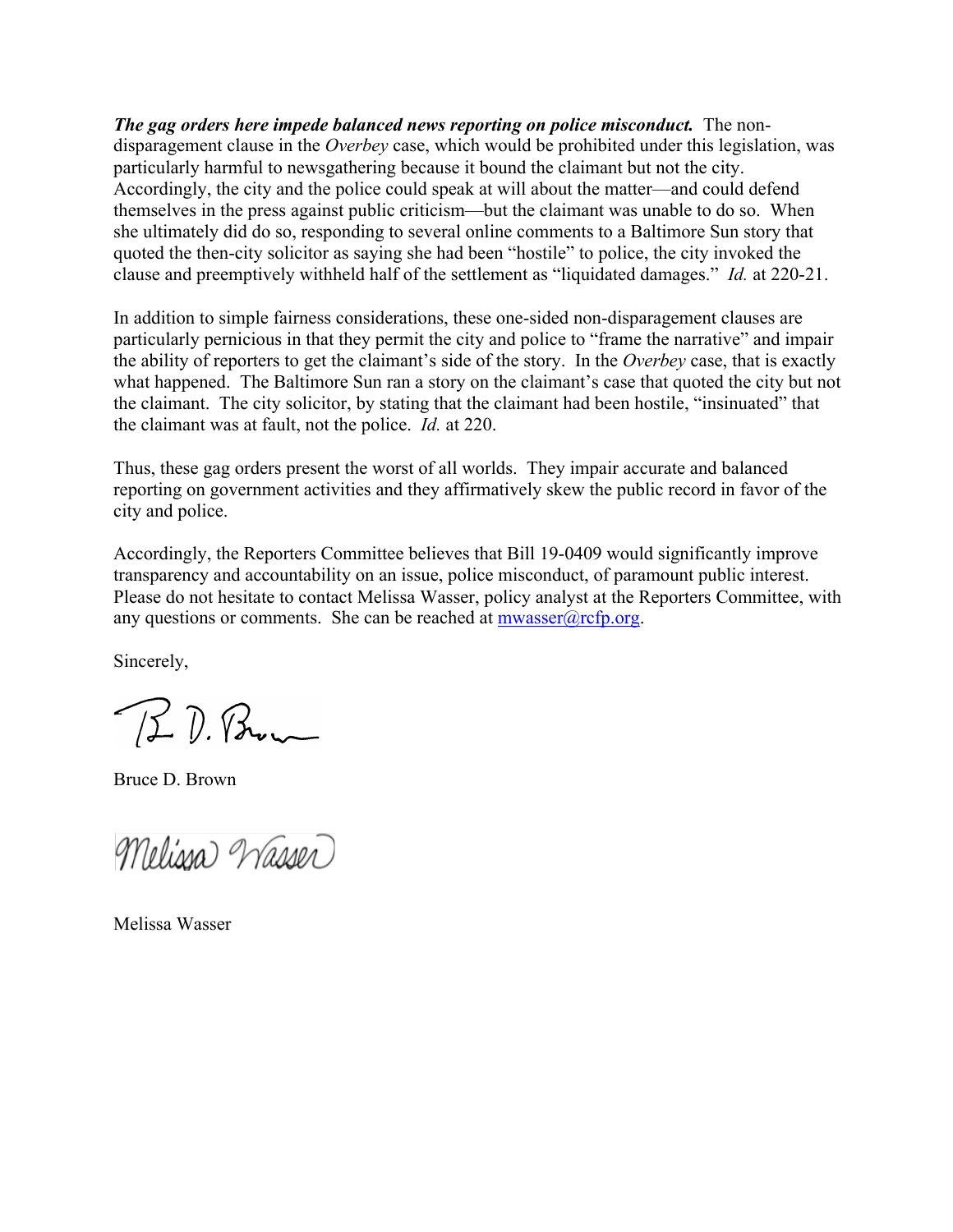***The gag orders here impede balanced news reporting on police misconduct.*** The non-disparagement clause in the *Overbey* case, which would be prohibited under this legislation, was particularly harmful to newsgathering because it bound the claimant but not the city. Accordingly, the city and the police could speak at will about the matter—and could defend themselves in the press against public criticism—but the claimant was unable to do so. When she ultimately did do so, responding to several online comments to a Baltimore Sun story that quoted the then-city solicitor as saying she had been "hostile" to police, the city invoked the clause and preemptively withheld half of the settlement as "liquidated damages." *Id.* at 220-21.

In addition to simple fairness considerations, these one-sided non-disparagement clauses are particularly pernicious in that they permit the city and police to "frame the narrative" and impair the ability of reporters to get the claimant's side of the story. In the *Overbey* case, that is exactly what happened. The Baltimore Sun ran a story on the claimant's case that quoted the city but not the claimant. The city solicitor, by stating that the claimant had been hostile, "insinuated" that the claimant was at fault, not the police. *Id.* at 220.

Thus, these gag orders present the worst of all worlds. They impair accurate and balanced reporting on government activities and they affirmatively skew the public record in favor of the city and police.

Accordingly, the Reporters Committee believes that Bill 19-0409 would significantly improve transparency and accountability on an issue, police misconduct, of paramount public interest. Please do not hesitate to contact Melissa Wasser, policy analyst at the Reporters Committee, with any questions or comments. She can be reached at mwasser@rcfp.org.

Sincerely,

Bruce D. Brown

Melissa Wasser